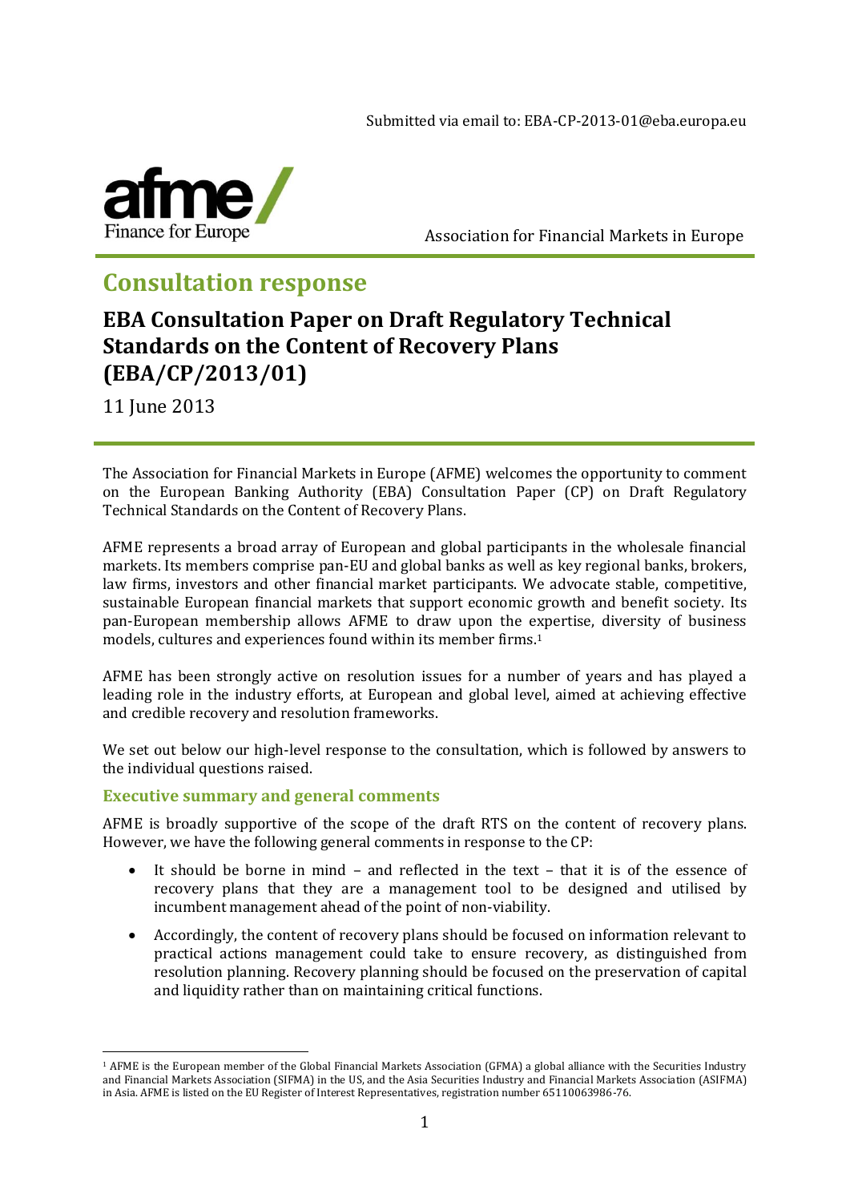Submitted via email to: EBA-CP-2013-01@eba.europa.eu

afme/ Finance for Europe

Association for Financial Markets in Europe

# Consultation response

## EBA Consultation Paper on Draft Regulatory Technical Standards on the Content of Recovery Plans (EBA/CP/2013/01)

11 June 2013

The Association for Financial Markets in Europe (AFME) welcomes the opportunity to comment on the European Banking Authority (EBA) Consultation Paper (CP) on Draft Regulatory Technical Standards on the Content of Recovery Plans.

AFME represents a broad array of European and global participants in the wholesale financial markets. Its members comprise pan-EU and global banks as well as key regional banks, brokers, law firms, investors and other financial market participants. We advocate stable, competitive, sustainable European financial markets that support economic growth and benefit society. Its pan-European membership allows AFME to draw upon the expertise, diversity of business models, cultures and experiences found within its member firms.[1]

AFME has been strongly active on resolution issues for a number of years and has played a leading role in the industry efforts, at European and global level, aimed at achieving effective and credible recovery and resolution frameworks.

We set out below our high-level response to the consultation, which is followed by answers to the individual questions raised.

### Executive summary and general comments

AFME is broadly supportive of the scope of the draft RTS on the content of recovery plans. However, we have the following general comments in response to the CP:

- It should be borne in mind – and reflected in the text – that it is of the essence of recovery plans that they are a management tool to be designed and utilised by incumbent management ahead of the point of non-viability.
- Accordingly, the content of recovery plans should be focused on information relevant to practical actions management could take to ensure recovery, as distinguished from resolution planning. Recovery planning should be focused on the preservation of capital and liquidity rather than on maintaining critical functions.

[1] AFME is the European member of the Global Financial Markets Association (GFMA) a global alliance with the Securities Industry and Financial Markets Association (SIFMA) in the US, and the Asia Securities Industry and Financial Markets Association (ASIFMA) in Asia. AFME is listed on the EU Register of Interest Representatives, registration number 65110063986-76.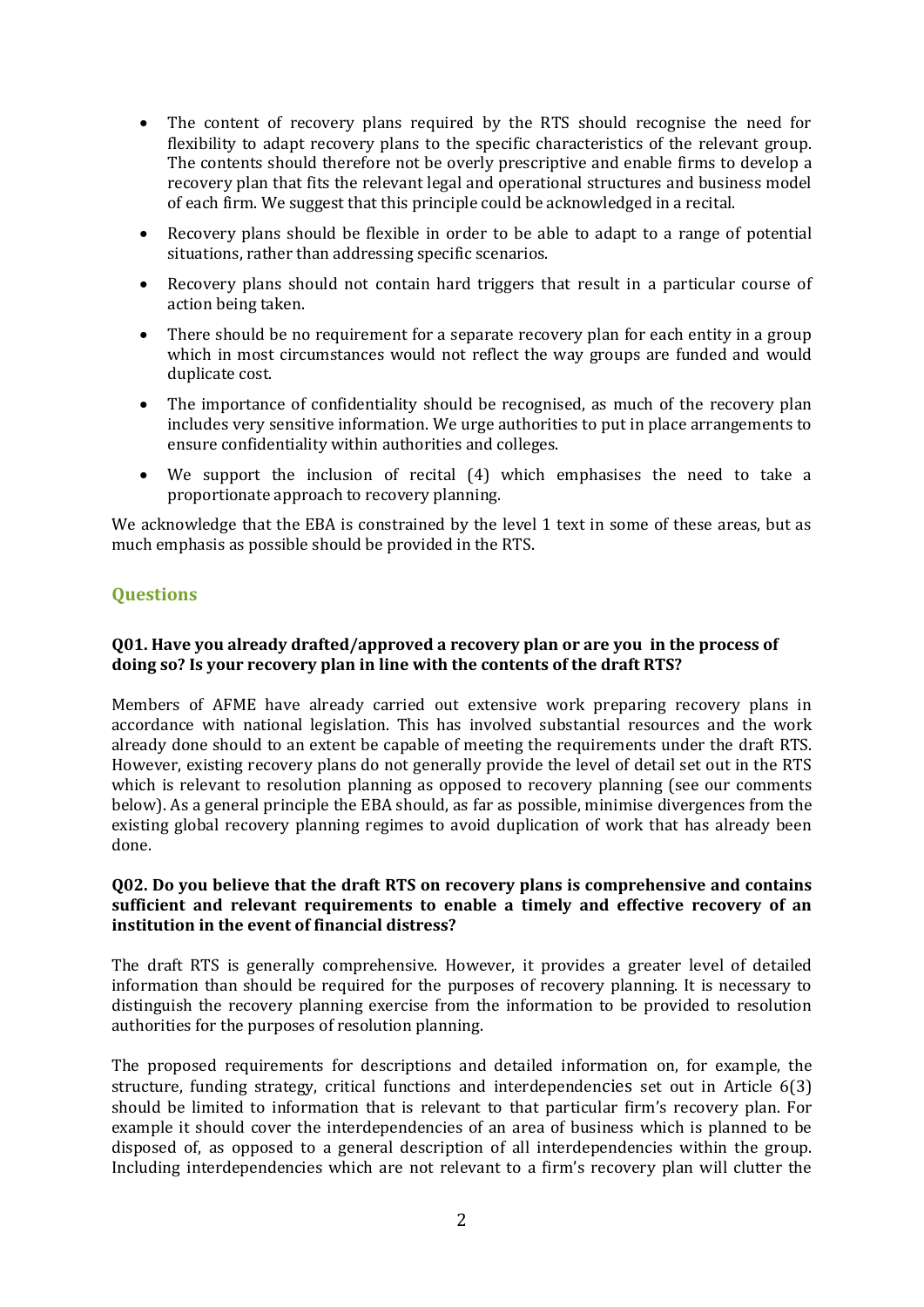- The content of recovery plans required by the RTS should recognise the need for flexibility to adapt recovery plans to the specific characteristics of the relevant group. The contents should therefore not be overly prescriptive and enable firms to develop a recovery plan that fits the relevant legal and operational structures and business model of each firm. We suggest that this principle could be acknowledged in a recital.
- Recovery plans should be flexible in order to be able to adapt to a range of potential situations, rather than addressing specific scenarios.
- Recovery plans should not contain hard triggers that result in a particular course of action being taken.
- There should be no requirement for a separate recovery plan for each entity in a group which in most circumstances would not reflect the way groups are funded and would duplicate cost.
- The importance of confidentiality should be recognised, as much of the recovery plan includes very sensitive information. We urge authorities to put in place arrangements to ensure confidentiality within authorities and colleges.
- We support the inclusion of recital (4) which emphasises the need to take a proportionate approach to recovery planning.

We acknowledge that the EBA is constrained by the level 1 text in some of these areas, but as much emphasis as possible should be provided in the RTS.

## Questions

**Q01. Have you already drafted/approved a recovery plan or are you in the process of doing so? Is your recovery plan in line with the contents of the draft RTS?**

Members of AFME have already carried out extensive work preparing recovery plans in accordance with national legislation. This has involved substantial resources and the work already done should to an extent be capable of meeting the requirements under the draft RTS. However, existing recovery plans do not generally provide the level of detail set out in the RTS which is relevant to resolution planning as opposed to recovery planning (see our comments below). As a general principle the EBA should, as far as possible, minimise divergences from the existing global recovery planning regimes to avoid duplication of work that has already been done.

**Q02. Do you believe that the draft RTS on recovery plans is comprehensive and contains sufficient and relevant requirements to enable a timely and effective recovery of an institution in the event of financial distress?**

The draft RTS is generally comprehensive. However, it provides a greater level of detailed information than should be required for the purposes of recovery planning. It is necessary to distinguish the recovery planning exercise from the information to be provided to resolution authorities for the purposes of resolution planning.

The proposed requirements for descriptions and detailed information on, for example, the structure, funding strategy, critical functions and interdependencies set out in Article 6(3) should be limited to information that is relevant to that particular firm's recovery plan. For example it should cover the interdependencies of an area of business which is planned to be disposed of, as opposed to a general description of all interdependencies within the group. Including interdependencies which are not relevant to a firm's recovery plan will clutter the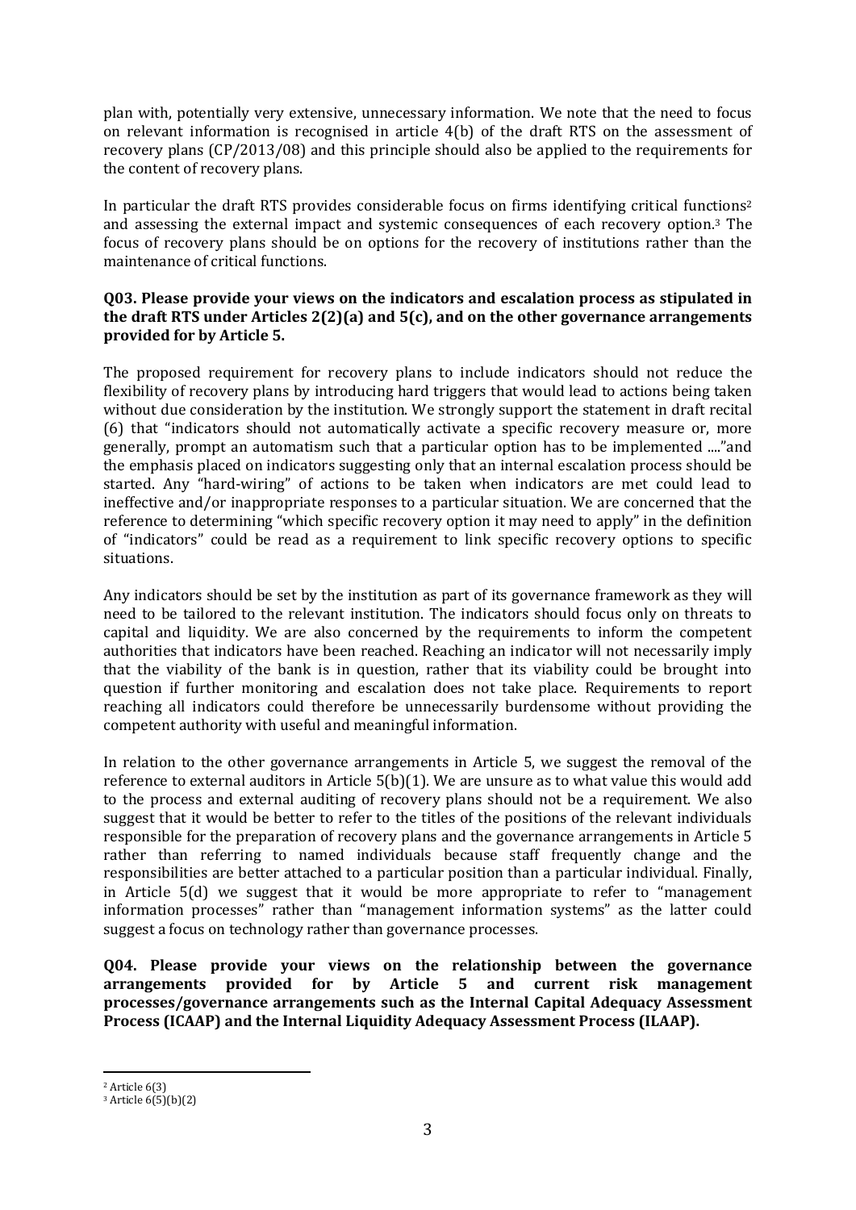plan with, potentially very extensive, unnecessary information. We note that the need to focus on relevant information is recognised in article 4(b) of the draft RTS on the assessment of recovery plans (CP/2013/08) and this principle should also be applied to the requirements for the content of recovery plans.

In particular the draft RTS provides considerable focus on firms identifying critical functions[2] and assessing the external impact and systemic consequences of each recovery option.[3] The focus of recovery plans should be on options for the recovery of institutions rather than the maintenance of critical functions.

**Q03. Please provide your views on the indicators and escalation process as stipulated in the draft RTS under Articles 2(2)(a) and 5(c), and on the other governance arrangements provided for by Article 5.**

The proposed requirement for recovery plans to include indicators should not reduce the flexibility of recovery plans by introducing hard triggers that would lead to actions being taken without due consideration by the institution. We strongly support the statement in draft recital (6) that "indicators should not automatically activate a specific recovery measure or, more generally, prompt an automatism such that a particular option has to be implemented ...."and the emphasis placed on indicators suggesting only that an internal escalation process should be started. Any "hard-wiring" of actions to be taken when indicators are met could lead to ineffective and/or inappropriate responses to a particular situation. We are concerned that the reference to determining "which specific recovery option it may need to apply" in the definition of "indicators" could be read as a requirement to link specific recovery options to specific situations.

Any indicators should be set by the institution as part of its governance framework as they will need to be tailored to the relevant institution. The indicators should focus only on threats to capital and liquidity. We are also concerned by the requirements to inform the competent authorities that indicators have been reached. Reaching an indicator will not necessarily imply that the viability of the bank is in question, rather that its viability could be brought into question if further monitoring and escalation does not take place. Requirements to report reaching all indicators could therefore be unnecessarily burdensome without providing the competent authority with useful and meaningful information.

In relation to the other governance arrangements in Article 5, we suggest the removal of the reference to external auditors in Article 5(b)(1). We are unsure as to what value this would add to the process and external auditing of recovery plans should not be a requirement. We also suggest that it would be better to refer to the titles of the positions of the relevant individuals responsible for the preparation of recovery plans and the governance arrangements in Article 5 rather than referring to named individuals because staff frequently change and the responsibilities are better attached to a particular position than a particular individual. Finally, in Article 5(d) we suggest that it would be more appropriate to refer to "management information processes" rather than "management information systems" as the latter could suggest a focus on technology rather than governance processes.

**Q04. Please provide your views on the relationship between the governance arrangements provided for by Article 5 and current risk management processes/governance arrangements such as the Internal Capital Adequacy Assessment Process (ICAAP) and the Internal Liquidity Adequacy Assessment Process (ILAAP).**

---

[2] Article 6(3)

[3] Article 6(5)(b)(2)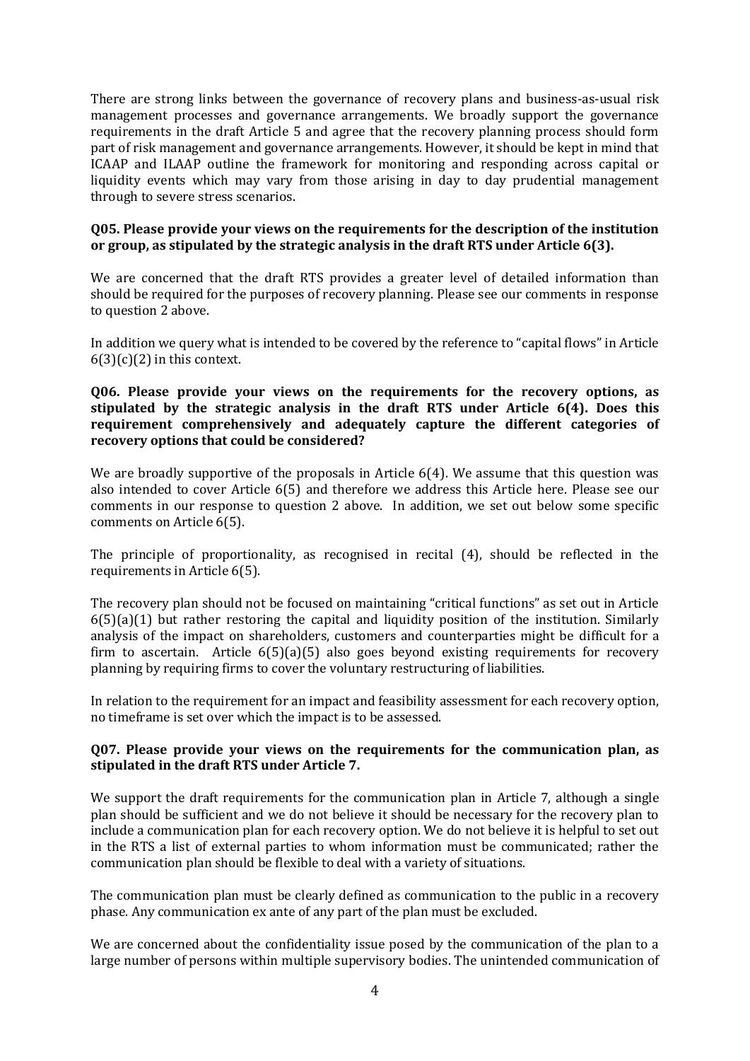There are strong links between the governance of recovery plans and business-as-usual risk management processes and governance arrangements. We broadly support the governance requirements in the draft Article 5 and agree that the recovery planning process should form part of risk management and governance arrangements. However, it should be kept in mind that ICAAP and ILAAP outline the framework for monitoring and responding across capital or liquidity events which may vary from those arising in day to day prudential management through to severe stress scenarios.

**Q05. Please provide your views on the requirements for the description of the institution or group, as stipulated by the strategic analysis in the draft RTS under Article 6(3).**

We are concerned that the draft RTS provides a greater level of detailed information than should be required for the purposes of recovery planning. Please see our comments in response to question 2 above.

In addition we query what is intended to be covered by the reference to "capital flows" in Article 6(3)(c)(2) in this context.

**Q06. Please provide your views on the requirements for the recovery options, as stipulated by the strategic analysis in the draft RTS under Article 6(4). Does this requirement comprehensively and adequately capture the different categories of recovery options that could be considered?**

We are broadly supportive of the proposals in Article 6(4). We assume that this question was also intended to cover Article 6(5) and therefore we address this Article here. Please see our comments in our response to question 2 above. In addition, we set out below some specific comments on Article 6(5).

The principle of proportionality, as recognised in recital (4), should be reflected in the requirements in Article 6(5).

The recovery plan should not be focused on maintaining "critical functions" as set out in Article 6(5)(a)(1) but rather restoring the capital and liquidity position of the institution. Similarly analysis of the impact on shareholders, customers and counterparties might be difficult for a firm to ascertain. Article 6(5)(a)(5) also goes beyond existing requirements for recovery planning by requiring firms to cover the voluntary restructuring of liabilities.

In relation to the requirement for an impact and feasibility assessment for each recovery option, no timeframe is set over which the impact is to be assessed.

**Q07. Please provide your views on the requirements for the communication plan, as stipulated in the draft RTS under Article 7.**

We support the draft requirements for the communication plan in Article 7, although a single plan should be sufficient and we do not believe it should be necessary for the recovery plan to include a communication plan for each recovery option. We do not believe it is helpful to set out in the RTS a list of external parties to whom information must be communicated; rather the communication plan should be flexible to deal with a variety of situations.

The communication plan must be clearly defined as communication to the public in a recovery phase. Any communication ex ante of any part of the plan must be excluded.

We are concerned about the confidentiality issue posed by the communication of the plan to a large number of persons within multiple supervisory bodies. The unintended communication of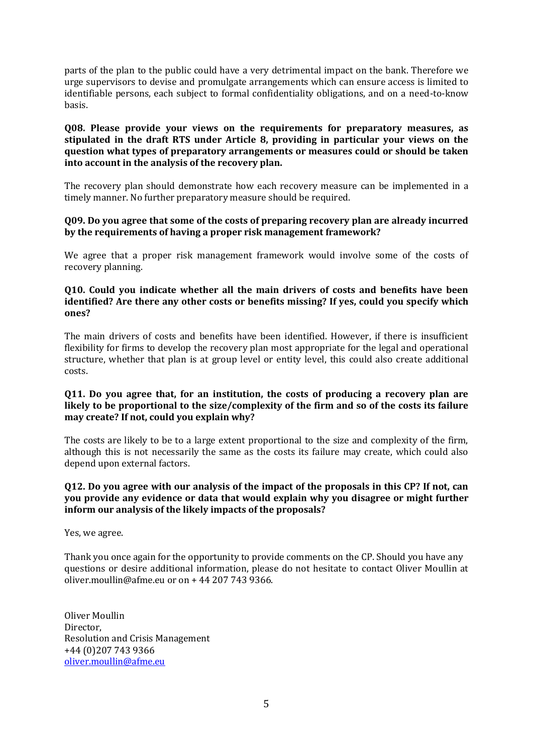parts of the plan to the public could have a very detrimental impact on the bank. Therefore we urge supervisors to devise and promulgate arrangements which can ensure access is limited to identifiable persons, each subject to formal confidentiality obligations, and on a need-to-know basis.

**Q08. Please provide your views on the requirements for preparatory measures, as stipulated in the draft RTS under Article 8, providing in particular your views on the question what types of preparatory arrangements or measures could or should be taken into account in the analysis of the recovery plan.**

The recovery plan should demonstrate how each recovery measure can be implemented in a timely manner. No further preparatory measure should be required.

**Q09. Do you agree that some of the costs of preparing recovery plan are already incurred by the requirements of having a proper risk management framework?**

We agree that a proper risk management framework would involve some of the costs of recovery planning.

**Q10. Could you indicate whether all the main drivers of costs and benefits have been identified? Are there any other costs or benefits missing? If yes, could you specify which ones?**

The main drivers of costs and benefits have been identified. However, if there is insufficient flexibility for firms to develop the recovery plan most appropriate for the legal and operational structure, whether that plan is at group level or entity level, this could also create additional costs.

**Q11. Do you agree that, for an institution, the costs of producing a recovery plan are likely to be proportional to the size/complexity of the firm and so of the costs its failure may create? If not, could you explain why?**

The costs are likely to be to a large extent proportional to the size and complexity of the firm, although this is not necessarily the same as the costs its failure may create, which could also depend upon external factors.

**Q12. Do you agree with our analysis of the impact of the proposals in this CP? If not, can you provide any evidence or data that would explain why you disagree or might further inform our analysis of the likely impacts of the proposals?**

Yes, we agree.

Thank you once again for the opportunity to provide comments on the CP. Should you have any questions or desire additional information, please do not hesitate to contact Oliver Moullin at oliver.moullin@afme.eu or on + 44 207 743 9366.

Oliver Moullin
Director,
Resolution and Crisis Management
+44 (0)207 743 9366
oliver.moullin@afme.eu